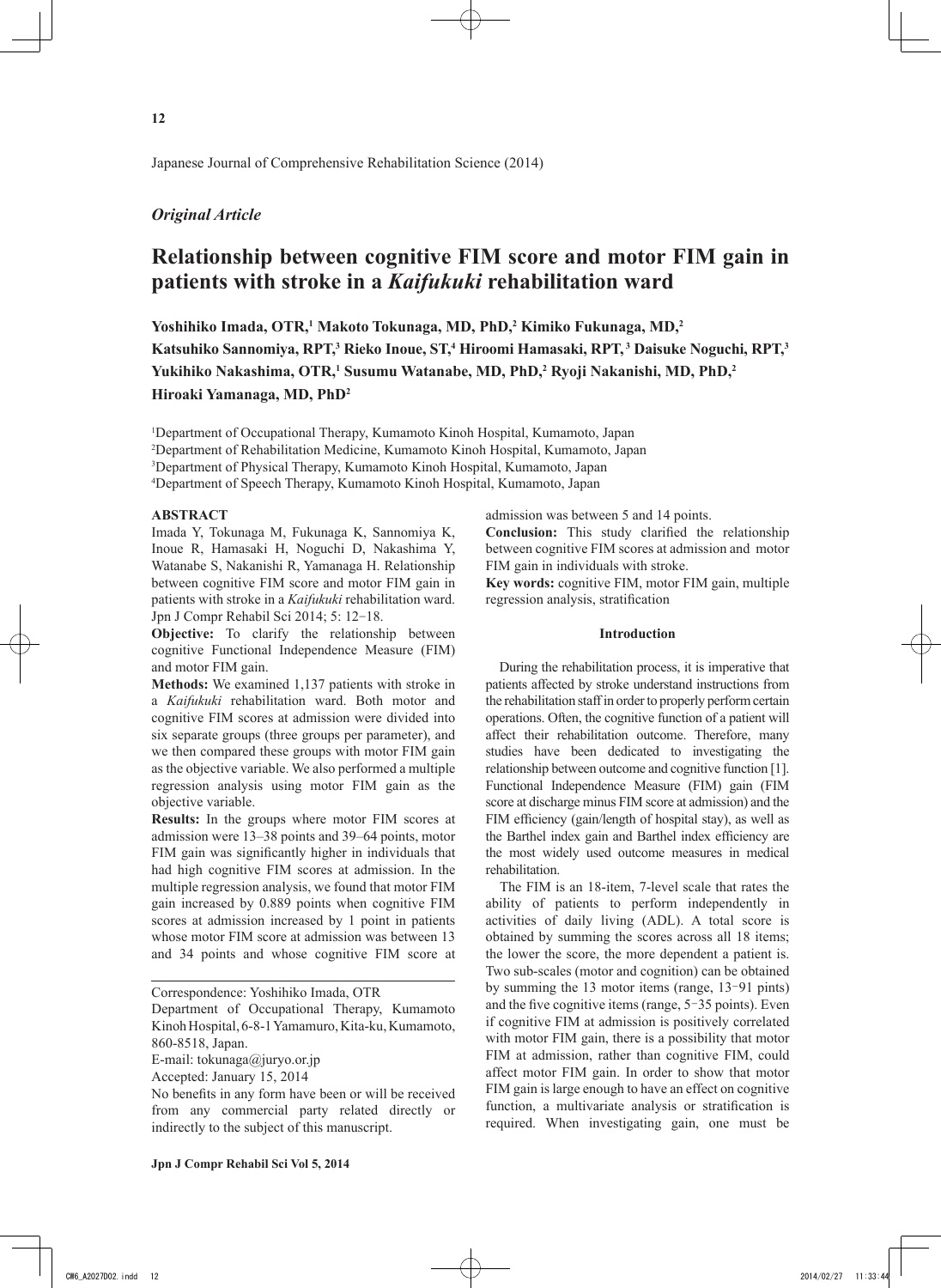Japanese Journal of Comprehensive Rehabilitation Science (2014)

*Original Article*

# Relationship between cognitive FIM score and motor FIM gain in patients with stroke in a *Kaifukuki* rehabilitation ward

**Yoshihiko Imada, OTR,[1] Makoto Tokunaga, MD, PhD,[2] Kimiko Fukunaga, MD,[2] Katsuhiko Sannomiya, RPT,[3] Rieko Inoue, ST,[4] Hiroomi Hamasaki, RPT,[3] Daisuke Noguchi, RPT,[3] Yukihiko Nakashima, OTR,[1] Susumu Watanabe, MD, PhD,[2] Ryoji Nakanishi, MD, PhD,[2] Hiroaki Yamanaga, MD, PhD[2]**

[1]Department of Occupational Therapy, Kumamoto Kinoh Hospital, Kumamoto, Japan
[2]Department of Rehabilitation Medicine, Kumamoto Kinoh Hospital, Kumamoto, Japan
[3]Department of Physical Therapy, Kumamoto Kinoh Hospital, Kumamoto, Japan
[4]Department of Speech Therapy, Kumamoto Kinoh Hospital, Kumamoto, Japan

## ABSTRACT

Imada Y, Tokunaga M, Fukunaga K, Sannomiya K, Inoue R, Hamasaki H, Noguchi D, Nakashima Y, Watanabe S, Nakanishi R, Yamanaga H. Relationship between cognitive FIM score and motor FIM gain in patients with stroke in a *Kaifukuki* rehabilitation ward. Jpn J Compr Rehabil Sci 2014; 5: 12−18.

**Objective:** To clarify the relationship between cognitive Functional Independence Measure (FIM) and motor FIM gain.

**Methods:** We examined 1,137 patients with stroke in a *Kaifukuki* rehabilitation ward. Both motor and cognitive FIM scores at admission were divided into six separate groups (three groups per parameter), and we then compared these groups with motor FIM gain as the objective variable. We also performed a multiple regression analysis using motor FIM gain as the objective variable.

**Results:** In the groups where motor FIM scores at admission were 13–38 points and 39–64 points, motor FIM gain was significantly higher in individuals that had high cognitive FIM scores at admission. In the multiple regression analysis, we found that motor FIM gain increased by 0.889 points when cognitive FIM scores at admission increased by 1 point in patients whose motor FIM score at admission was between 13 and 34 points and whose cognitive FIM score at admission was between 5 and 14 points.

**Conclusion:** This study clarified the relationship between cognitive FIM scores at admission and motor FIM gain in individuals with stroke.

**Key words:** cognitive FIM, motor FIM gain, multiple regression analysis, stratification

Correspondence: Yoshihiko Imada, OTR
Department of Occupational Therapy, Kumamoto Kinoh Hospital, 6-8-1 Yamamuro, Kita-ku, Kumamoto, 860-8518, Japan.
E-mail: tokunaga@juryo.or.jp
Accepted: January 15, 2014
No benefits in any form have been or will be received from any commercial party related directly or indirectly to the subject of this manuscript.

## Introduction

During the rehabilitation process, it is imperative that patients affected by stroke understand instructions from the rehabilitation staff in order to properly perform certain operations. Often, the cognitive function of a patient will affect their rehabilitation outcome. Therefore, many studies have been dedicated to investigating the relationship between outcome and cognitive function [1]. Functional Independence Measure (FIM) gain (FIM score at discharge minus FIM score at admission) and the FIM efficiency (gain/length of hospital stay), as well as the Barthel index gain and Barthel index efficiency are the most widely used outcome measures in medical rehabilitation.

The FIM is an 18-item, 7-level scale that rates the ability of patients to perform independently in activities of daily living (ADL). A total score is obtained by summing the scores across all 18 items; the lower the score, the more dependent a patient is. Two sub-scales (motor and cognition) can be obtained by summing the 13 motor items (range, 13−91 pints) and the five cognitive items (range, 5−35 points). Even if cognitive FIM at admission is positively correlated with motor FIM gain, there is a possibility that motor FIM at admission, rather than cognitive FIM, could affect motor FIM gain. In order to show that motor FIM gain is large enough to have an effect on cognitive function, a multivariate analysis or stratification is required. When investigating gain, one must be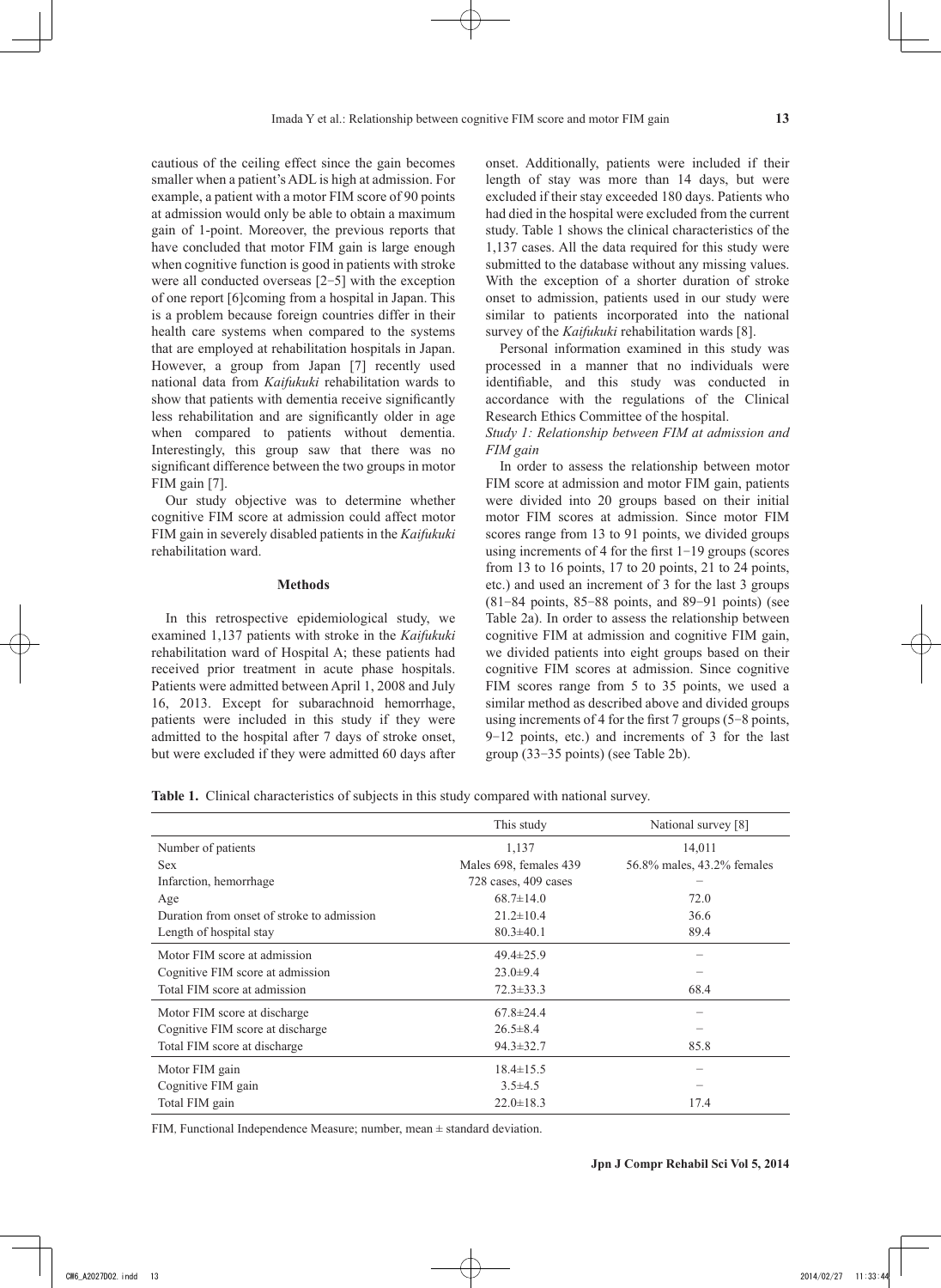cautious of the ceiling effect since the gain becomes smaller when a patient's ADL is high at admission. For example, a patient with a motor FIM score of 90 points at admission would only be able to obtain a maximum gain of 1-point. Moreover, the previous reports that have concluded that motor FIM gain is large enough when cognitive function is good in patients with stroke were all conducted overseas [2−5] with the exception of one report [6]coming from a hospital in Japan. This is a problem because foreign countries differ in their health care systems when compared to the systems that are employed at rehabilitation hospitals in Japan. However, a group from Japan [7] recently used national data from *Kaifukuki* rehabilitation wards to show that patients with dementia receive significantly less rehabilitation and are significantly older in age when compared to patients without dementia. Interestingly, this group saw that there was no significant difference between the two groups in motor FIM gain [7].

Our study objective was to determine whether cognitive FIM score at admission could affect motor FIM gain in severely disabled patients in the *Kaifukuki* rehabilitation ward.

## Methods

In this retrospective epidemiological study, we examined 1,137 patients with stroke in the *Kaifukuki* rehabilitation ward of Hospital A; these patients had received prior treatment in acute phase hospitals. Patients were admitted between April 1, 2008 and July 16, 2013. Except for subarachnoid hemorrhage, patients were included in this study if they were admitted to the hospital after 7 days of stroke onset, but were excluded if they were admitted 60 days after onset. Additionally, patients were included if their length of stay was more than 14 days, but were excluded if their stay exceeded 180 days. Patients who had died in the hospital were excluded from the current study. Table 1 shows the clinical characteristics of the 1,137 cases. All the data required for this study were submitted to the database without any missing values. With the exception of a shorter duration of stroke onset to admission, patients used in our study were similar to patients incorporated into the national survey of the *Kaifukuki* rehabilitation wards [8].

Personal information examined in this study was processed in a manner that no individuals were identifiable, and this study was conducted in accordance with the regulations of the Clinical Research Ethics Committee of the hospital.

*Study 1: Relationship between FIM at admission and FIM gain*

In order to assess the relationship between motor FIM score at admission and motor FIM gain, patients were divided into 20 groups based on their initial motor FIM scores at admission. Since motor FIM scores range from 13 to 91 points, we divided groups using increments of 4 for the first 1−19 groups (scores from 13 to 16 points, 17 to 20 points, 21 to 24 points, etc.) and used an increment of 3 for the last 3 groups (81−84 points, 85−88 points, and 89−91 points) (see Table 2a). In order to assess the relationship between cognitive FIM at admission and cognitive FIM gain, we divided patients into eight groups based on their cognitive FIM scores at admission. Since cognitive FIM scores range from 5 to 35 points, we used a similar method as described above and divided groups using increments of 4 for the first 7 groups (5−8 points, 9−12 points, etc.) and increments of 3 for the last group (33−35 points) (see Table 2b).

**Table 1.** Clinical characteristics of subjects in this study compared with national survey.

| | This study | National survey [8] |
|---|---|---|
| Number of patients | 1,137 | 14,011 |
| Sex | Males 698, females 439 | 56.8% males, 43.2% females |
| Infarction, hemorrhage | 728 cases, 409 cases | − |
| Age | 68.7±14.0 | 72.0 |
| Duration from onset of stroke to admission | 21.2±10.4 | 36.6 |
| Length of hospital stay | 80.3±40.1 | 89.4 |
| Motor FIM score at admission | 49.4±25.9 | − |
| Cognitive FIM score at admission | 23.0±9.4 | − |
| Total FIM score at admission | 72.3±33.3 | 68.4 |
| Motor FIM score at discharge | 67.8±24.4 | − |
| Cognitive FIM score at discharge | 26.5±8.4 | − |
| Total FIM score at discharge | 94.3±32.7 | 85.8 |
| Motor FIM gain | 18.4±15.5 | − |
| Cognitive FIM gain | 3.5±4.5 | − |
| Total FIM gain | 22.0±18.3 | 17.4 |

FIM, Functional Independence Measure; number, mean ± standard deviation.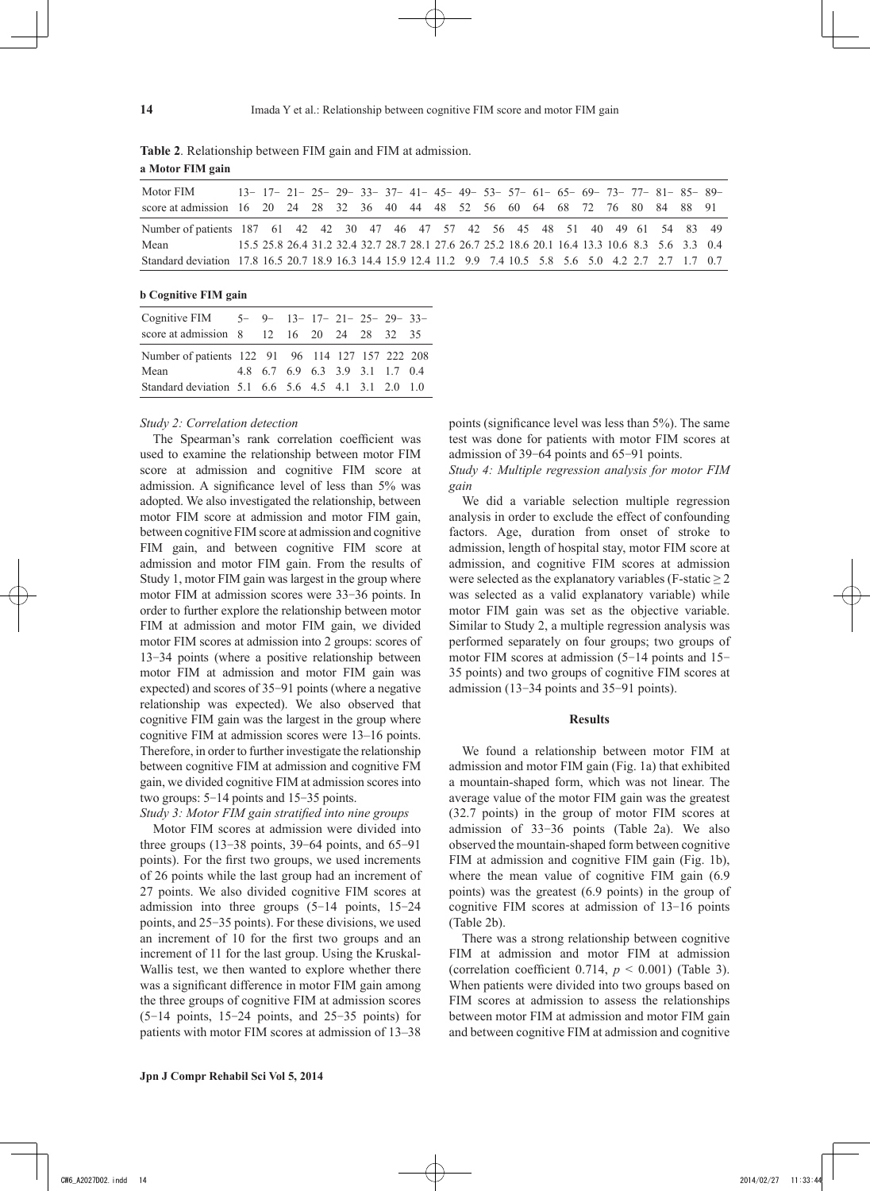**Table 2**. Relationship between FIM gain and FIM at admission.

**a Motor FIM gain**

| Motor FIM score at admission | 13− 16 | 17− 20 | 21− 24 | 25− 28 | 29− 32 | 33− 36 | 37− 40 | 41− 44 | 45− 48 | 49− 52 | 53− 56 | 57− 60 | 61− 64 | 65− 68 | 69− 72 | 73− 76 | 77− 80 | 81− 84 | 85− 88 | 89− 91 |
|---|---|---|---|---|---|---|---|---|---|---|---|---|---|---|---|---|---|---|---|---|
| Number of patients | 187 | 61 | 42 | 42 | 30 | 47 | 46 | 47 | 57 | 42 | 56 | 45 | 48 | 51 | 40 | 49 | 61 | 54 | 83 | 49 |
| Mean | 15.5 | 25.8 | 26.4 | 31.2 | 32.4 | 32.7 | 28.7 | 28.1 | 27.6 | 26.7 | 25.2 | 18.6 | 20.1 | 16.4 | 13.3 | 10.6 | 8.3 | 5.6 | 3.3 | 0.4 |
| Standard deviation | 17.8 | 16.5 | 20.7 | 18.9 | 16.3 | 14.4 | 15.9 | 12.4 | 11.2 | 9.9 | 7.4 | 10.5 | 5.8 | 5.6 | 5.0 | 4.2 | 2.7 | 2.7 | 1.7 | 0.7 |

**b Cognitive FIM gain**

| Cognitive FIM score at admission | 5− 8 | 9− 12 | 13− 16 | 17− 20 | 21− 24 | 25− 28 | 29− 32 | 33− 35 |
|---|---|---|---|---|---|---|---|---|
| Number of patients | 122 | 91 | 96 | 114 | 127 | 157 | 222 | 208 |
| Mean | 4.8 | 6.7 | 6.9 | 6.3 | 3.9 | 3.1 | 1.7 | 0.4 |
| Standard deviation | 5.1 | 6.6 | 5.6 | 4.5 | 4.1 | 3.1 | 2.0 | 1.0 |

*Study 2: Correlation detection*

The Spearman's rank correlation coefficient was used to examine the relationship between motor FIM score at admission and cognitive FIM score at admission. A significance level of less than 5% was adopted. We also investigated the relationship, between motor FIM score at admission and motor FIM gain, between cognitive FIM score at admission and cognitive FIM gain, and between cognitive FIM score at admission and motor FIM gain. From the results of Study 1, motor FIM gain was largest in the group where motor FIM at admission scores were 33−36 points. In order to further explore the relationship between motor FIM at admission and motor FIM gain, we divided motor FIM scores at admission into 2 groups: scores of 13−34 points (where a positive relationship between motor FIM at admission and motor FIM gain was expected) and scores of 35−91 points (where a negative relationship was expected). We also observed that cognitive FIM gain was the largest in the group where cognitive FIM at admission scores were 13–16 points. Therefore, in order to further investigate the relationship between cognitive FIM at admission and cognitive FM gain, we divided cognitive FIM at admission scores into two groups: 5−14 points and 15−35 points.

*Study 3: Motor FIM gain stratified into nine groups*

Motor FIM scores at admission were divided into three groups (13−38 points, 39−64 points, and 65−91 points). For the first two groups, we used increments of 26 points while the last group had an increment of 27 points. We also divided cognitive FIM scores at admission into three groups (5−14 points, 15−24 points, and 25−35 points). For these divisions, we used an increment of 10 for the first two groups and an increment of 11 for the last group. Using the Kruskal-Wallis test, we then wanted to explore whether there was a significant difference in motor FIM gain among the three groups of cognitive FIM at admission scores (5−14 points, 15−24 points, and 25−35 points) for patients with motor FIM scores at admission of 13−38 points (significance level was less than 5%). The same test was done for patients with motor FIM scores at admission of 39−64 points and 65−91 points.

*Study 4: Multiple regression analysis for motor FIM gain*

We did a variable selection multiple regression analysis in order to exclude the effect of confounding factors. Age, duration from onset of stroke to admission, length of hospital stay, motor FIM score at admission, and cognitive FIM scores at admission were selected as the explanatory variables (F-static $\geq 2$ was selected as a valid explanatory variable) while motor FIM gain was set as the objective variable. Similar to Study 2, a multiple regression analysis was performed separately on four groups; two groups of motor FIM scores at admission (5−14 points and 15−35 points) and two groups of cognitive FIM scores at admission (13−34 points and 35−91 points).

## Results

We found a relationship between motor FIM at admission and motor FIM gain (Fig. 1a) that exhibited a mountain-shaped form, which was not linear. The average value of the motor FIM gain was the greatest (32.7 points) in the group of motor FIM scores at admission of 33−36 points (Table 2a). We also observed the mountain-shaped form between cognitive FIM at admission and cognitive FIM gain (Fig. 1b), where the mean value of cognitive FIM gain (6.9 points) was the greatest (6.9 points) in the group of cognitive FIM scores at admission of 13−16 points (Table 2b).

There was a strong relationship between cognitive FIM at admission and motor FIM at admission (correlation coefficient 0.714, $p < 0.001$) (Table 3). When patients were divided into two groups based on FIM scores at admission to assess the relationships between motor FIM at admission and motor FIM gain and between cognitive FIM at admission and cognitive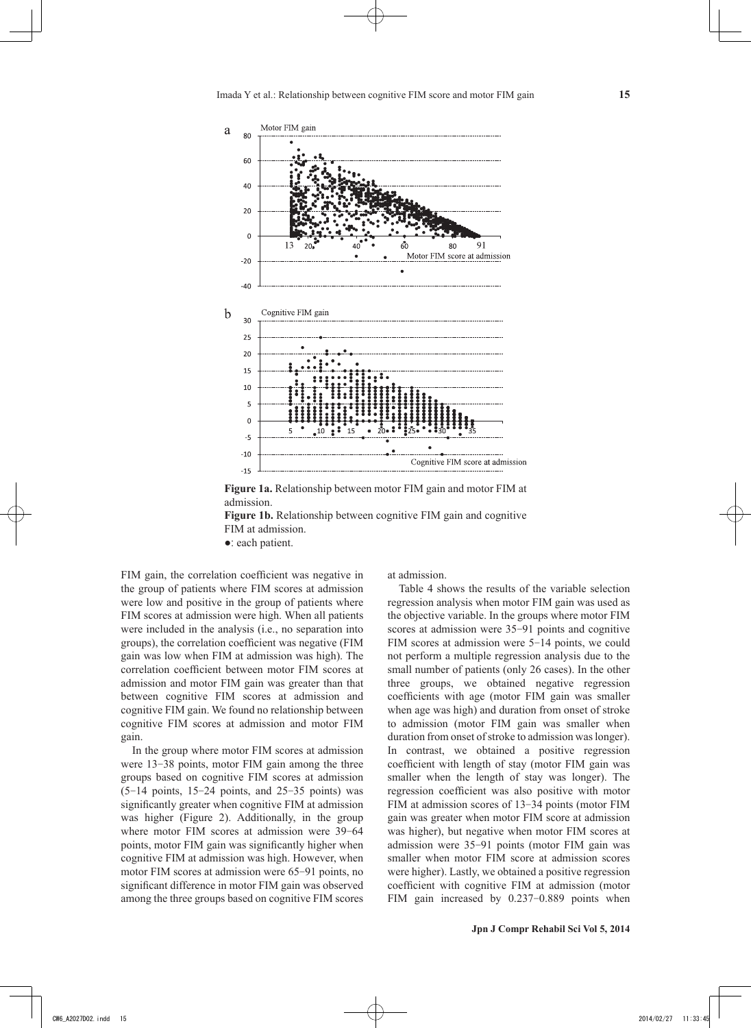Figure 1a. Relationship between motor FIM gain and motor FIM at admission.

Figure 1b. Relationship between cognitive FIM gain and cognitive FIM at admission.

●: each patient.

FIM gain, the correlation coefficient was negative in the group of patients where FIM scores at admission were low and positive in the group of patients where FIM scores at admission were high. When all patients were included in the analysis (i.e., no separation into groups), the correlation coefficient was negative (FIM gain was low when FIM at admission was high). The correlation coefficient between motor FIM scores at admission and motor FIM gain was greater than that between cognitive FIM scores at admission and cognitive FIM gain. We found no relationship between cognitive FIM scores at admission and motor FIM gain.

In the group where motor FIM scores at admission were 13−38 points, motor FIM gain among the three groups based on cognitive FIM scores at admission (5−14 points, 15−24 points, and 25−35 points) was significantly greater when cognitive FIM at admission was higher (Figure 2). Additionally, in the group where motor FIM scores at admission were 39−64 points, motor FIM gain was significantly higher when cognitive FIM at admission was high. However, when motor FIM scores at admission were 65−91 points, no significant difference in motor FIM gain was observed among the three groups based on cognitive FIM scores at admission.

Table 4 shows the results of the variable selection regression analysis when motor FIM gain was used as the objective variable. In the groups where motor FIM scores at admission were 35−91 points and cognitive FIM scores at admission were 5−14 points, we could not perform a multiple regression analysis due to the small number of patients (only 26 cases). In the other three groups, we obtained negative regression coefficients with age (motor FIM gain was smaller when age was high) and duration from onset of stroke to admission (motor FIM gain was smaller when duration from onset of stroke to admission was longer). In contrast, we obtained a positive regression coefficient with length of stay (motor FIM gain was smaller when the length of stay was longer). The regression coefficient was also positive with motor FIM at admission scores of 13−34 points (motor FIM gain was greater when motor FIM score at admission was higher), but negative when motor FIM scores at admission were 35−91 points (motor FIM gain was smaller when motor FIM score at admission scores were higher). Lastly, we obtained a positive regression coefficient with cognitive FIM at admission (motor FIM gain increased by 0.237−0.889 points when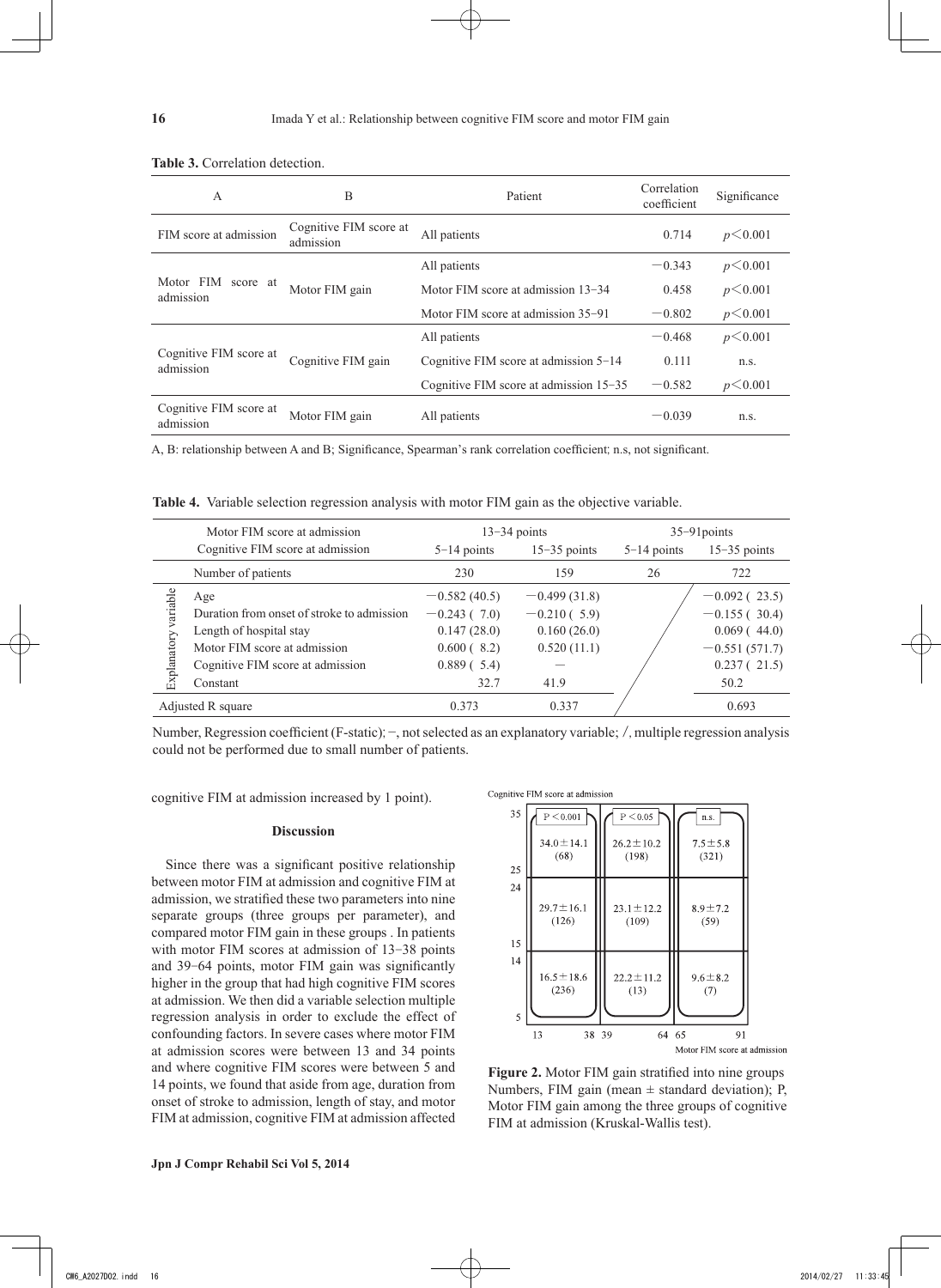**Table 3.** Correlation detection.

| A | B | Patient | Correlation coefficient | Significance |
|---|---|---|---|---|
| FIM score at admission | Cognitive FIM score at admission | All patients | 0.714 | $p<0.001$ |
| Motor FIM score at admission | Motor FIM gain | All patients | −0.343 | $p<0.001$ |
| | | Motor FIM score at admission 13−34 | 0.458 | $p<0.001$ |
| | | Motor FIM score at admission 35−91 | −0.802 | $p<0.001$ |
| Cognitive FIM score at admission | Cognitive FIM gain | All patients | −0.468 | $p<0.001$ |
| | | Cognitive FIM score at admission 5−14 | 0.111 | n.s. |
| | | Cognitive FIM score at admission 15−35 | −0.582 | $p<0.001$ |
| Cognitive FIM score at admission | Motor FIM gain | All patients | −0.039 | n.s. |

A, B: relationship between A and B; Significance, Spearman's rank correlation coefficient; n.s, not significant.

**Table 4.** Variable selection regression analysis with motor FIM gain as the objective variable.

| | Motor FIM score at admission | 13−34 points | | 35−91points | |
|---|---|---|---|---|---|
| | Cognitive FIM score at admission | 5−14 points | 15−35 points | 5−14 points | 15−35 points |
| | Number of patients | 230 | 159 | 26 | 722 |
| Explanatory variable | Age | −0.582 (40.5) | −0.499 (31.8) | / | −0.092 ( 23.5) |
| | Duration from onset of stroke to admission | −0.243 ( 7.0) | −0.210 ( 5.9) | | −0.155 ( 30.4) |
| | Length of hospital stay | 0.147 (28.0) | 0.160 (26.0) | | 0.069 ( 44.0) |
| | Motor FIM score at admission | 0.600 ( 8.2) | 0.520 (11.1) | | −0.551 (571.7) |
| | Cognitive FIM score at admission | 0.889 ( 5.4) | − | | 0.237 ( 21.5) |
| | Constant | 32.7 | 41.9 | | 50.2 |
| Adjusted R square | | 0.373 | 0.337 | | 0.693 |

Number, Regression coefficient (F-static); −, not selected as an explanatory variable; /, multiple regression analysis could not be performed due to small number of patients.

cognitive FIM at admission increased by 1 point).

## Discussion

Since there was a significant positive relationship between motor FIM at admission and cognitive FIM at admission, we stratified these two parameters into nine separate groups (three groups per parameter), and compared motor FIM gain in these groups . In patients with motor FIM scores at admission of 13−38 points and 39−64 points, motor FIM gain was significantly higher in the group that had high cognitive FIM scores at admission. We then did a variable selection multiple regression analysis in order to exclude the effect of confounding factors. In severe cases where motor FIM at admission scores were between 13 and 34 points and where cognitive FIM scores were between 5 and 14 points, we found that aside from age, duration from onset of stroke to admission, length of stay, and motor FIM at admission, cognitive FIM at admission affected

| Cognitive FIM score at admission | Motor FIM 13−38 | Motor FIM 39−64 | Motor FIM 65−91 |
|---|---|---|---|
| | $P<0.001$ | $P<0.05$ | n.s. |
| 25−35 | 34.0 ± 14.1 (68) | 26.2 ± 10.2 (198) | 7.5 ± 5.8 (321) |
| 15−24 | 29.7 ± 16.1 (126) | 23.1 ± 12.2 (109) | 8.9 ± 7.2 (59) |
| 5−14 | 16.5 ± 18.6 (236) | 22.2 ± 11.2 (13) | 9.6 ± 8.2 (7) |

**Figure 2.** Motor FIM gain stratified into nine groups Numbers, FIM gain (mean ± standard deviation); P, Motor FIM gain among the three groups of cognitive FIM at admission (Kruskal-Wallis test).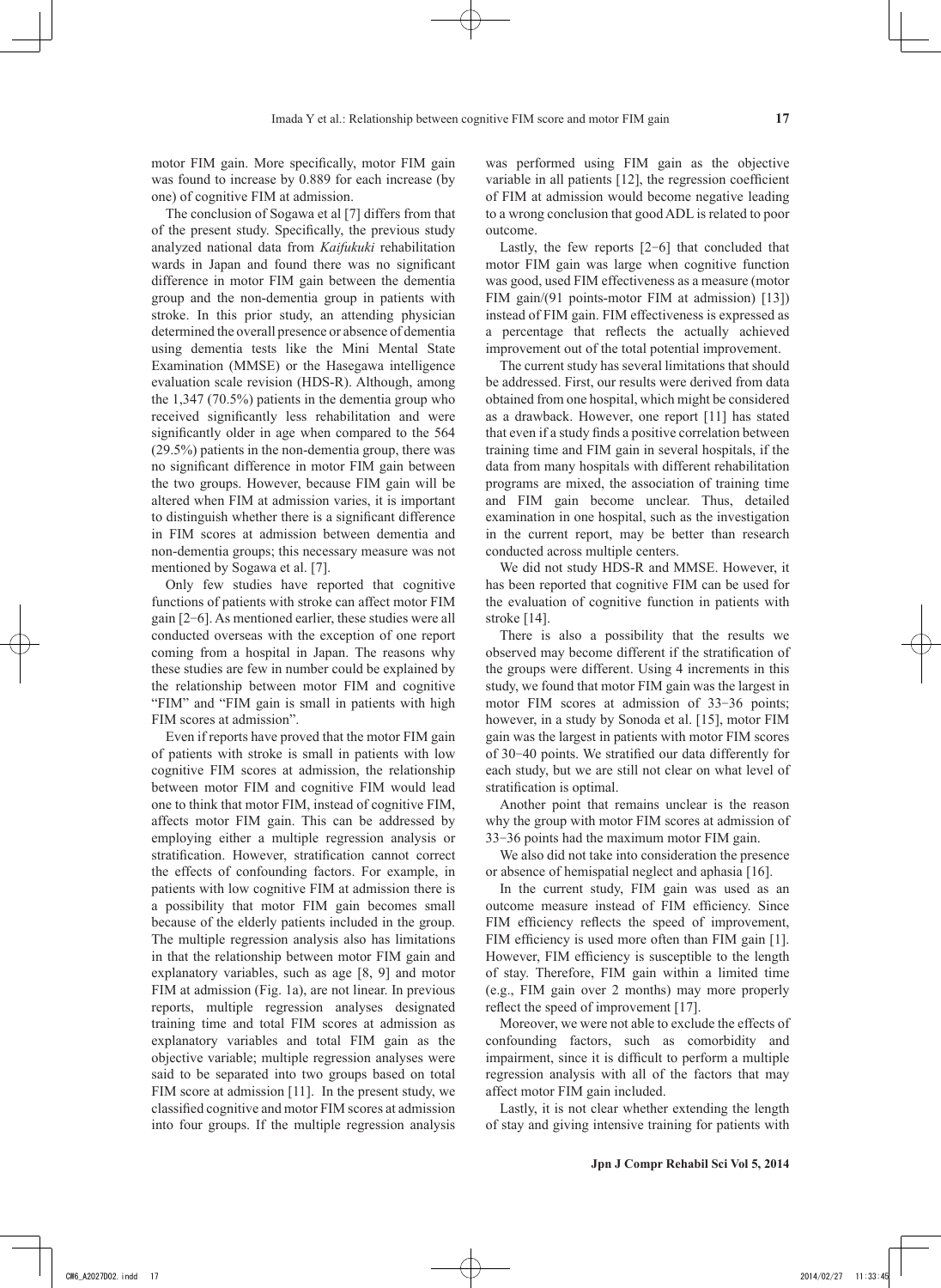motor FIM gain. More specifically, motor FIM gain was found to increase by 0.889 for each increase (by one) of cognitive FIM at admission.

The conclusion of Sogawa et al [7] differs from that of the present study. Specifically, the previous study analyzed national data from *Kaifukuki* rehabilitation wards in Japan and found there was no significant difference in motor FIM gain between the dementia group and the non-dementia group in patients with stroke. In this prior study, an attending physician determined the overall presence or absence of dementia using dementia tests like the Mini Mental State Examination (MMSE) or the Hasegawa intelligence evaluation scale revision (HDS-R). Although, among the 1,347 (70.5%) patients in the dementia group who received significantly less rehabilitation and were significantly older in age when compared to the 564 (29.5%) patients in the non-dementia group, there was no significant difference in motor FIM gain between the two groups. However, because FIM gain will be altered when FIM at admission varies, it is important to distinguish whether there is a significant difference in FIM scores at admission between dementia and non-dementia groups; this necessary measure was not mentioned by Sogawa et al. [7].

Only few studies have reported that cognitive functions of patients with stroke can affect motor FIM gain [2−6]. As mentioned earlier, these studies were all conducted overseas with the exception of one report coming from a hospital in Japan. The reasons why these studies are few in number could be explained by the relationship between motor FIM and cognitive "FIM" and "FIM gain is small in patients with high FIM scores at admission".

Even if reports have proved that the motor FIM gain of patients with stroke is small in patients with low cognitive FIM scores at admission, the relationship between motor FIM and cognitive FIM would lead one to think that motor FIM, instead of cognitive FIM, affects motor FIM gain. This can be addressed by employing either a multiple regression analysis or stratification. However, stratification cannot correct the effects of confounding factors. For example, in patients with low cognitive FIM at admission there is a possibility that motor FIM gain becomes small because of the elderly patients included in the group. The multiple regression analysis also has limitations in that the relationship between motor FIM gain and explanatory variables, such as age [8, 9] and motor FIM at admission (Fig. 1a), are not linear. In previous reports, multiple regression analyses designated training time and total FIM scores at admission as explanatory variables and total FIM gain as the objective variable; multiple regression analyses were said to be separated into two groups based on total FIM score at admission [11]. In the present study, we classified cognitive and motor FIM scores at admission into four groups. If the multiple regression analysis was performed using FIM gain as the objective variable in all patients [12], the regression coefficient of FIM at admission would become negative leading to a wrong conclusion that good ADL is related to poor outcome.

Lastly, the few reports [2−6] that concluded that motor FIM gain was large when cognitive function was good, used FIM effectiveness as a measure (motor FIM gain/(91 points-motor FIM at admission) [13]) instead of FIM gain. FIM effectiveness is expressed as a percentage that reflects the actually achieved improvement out of the total potential improvement.

The current study has several limitations that should be addressed. First, our results were derived from data obtained from one hospital, which might be considered as a drawback. However, one report [11] has stated that even if a study finds a positive correlation between training time and FIM gain in several hospitals, if the data from many hospitals with different rehabilitation programs are mixed, the association of training time and FIM gain become unclear. Thus, detailed examination in one hospital, such as the investigation in the current report, may be better than research conducted across multiple centers.

We did not study HDS-R and MMSE. However, it has been reported that cognitive FIM can be used for the evaluation of cognitive function in patients with stroke [14].

There is also a possibility that the results we observed may become different if the stratification of the groups were different. Using 4 increments in this study, we found that motor FIM gain was the largest in motor FIM scores at admission of 33−36 points; however, in a study by Sonoda et al. [15], motor FIM gain was the largest in patients with motor FIM scores of 30−40 points. We stratified our data differently for each study, but we are still not clear on what level of stratification is optimal.

Another point that remains unclear is the reason why the group with motor FIM scores at admission of 33−36 points had the maximum motor FIM gain.

We also did not take into consideration the presence or absence of hemispatial neglect and aphasia [16].

In the current study, FIM gain was used as an outcome measure instead of FIM efficiency. Since FIM efficiency reflects the speed of improvement, FIM efficiency is used more often than FIM gain [1]. However, FIM efficiency is susceptible to the length of stay. Therefore, FIM gain within a limited time (e.g., FIM gain over 2 months) may more properly reflect the speed of improvement [17].

Moreover, we were not able to exclude the effects of confounding factors, such as comorbidity and impairment, since it is difficult to perform a multiple regression analysis with all of the factors that may affect motor FIM gain included.

Lastly, it is not clear whether extending the length of stay and giving intensive training for patients with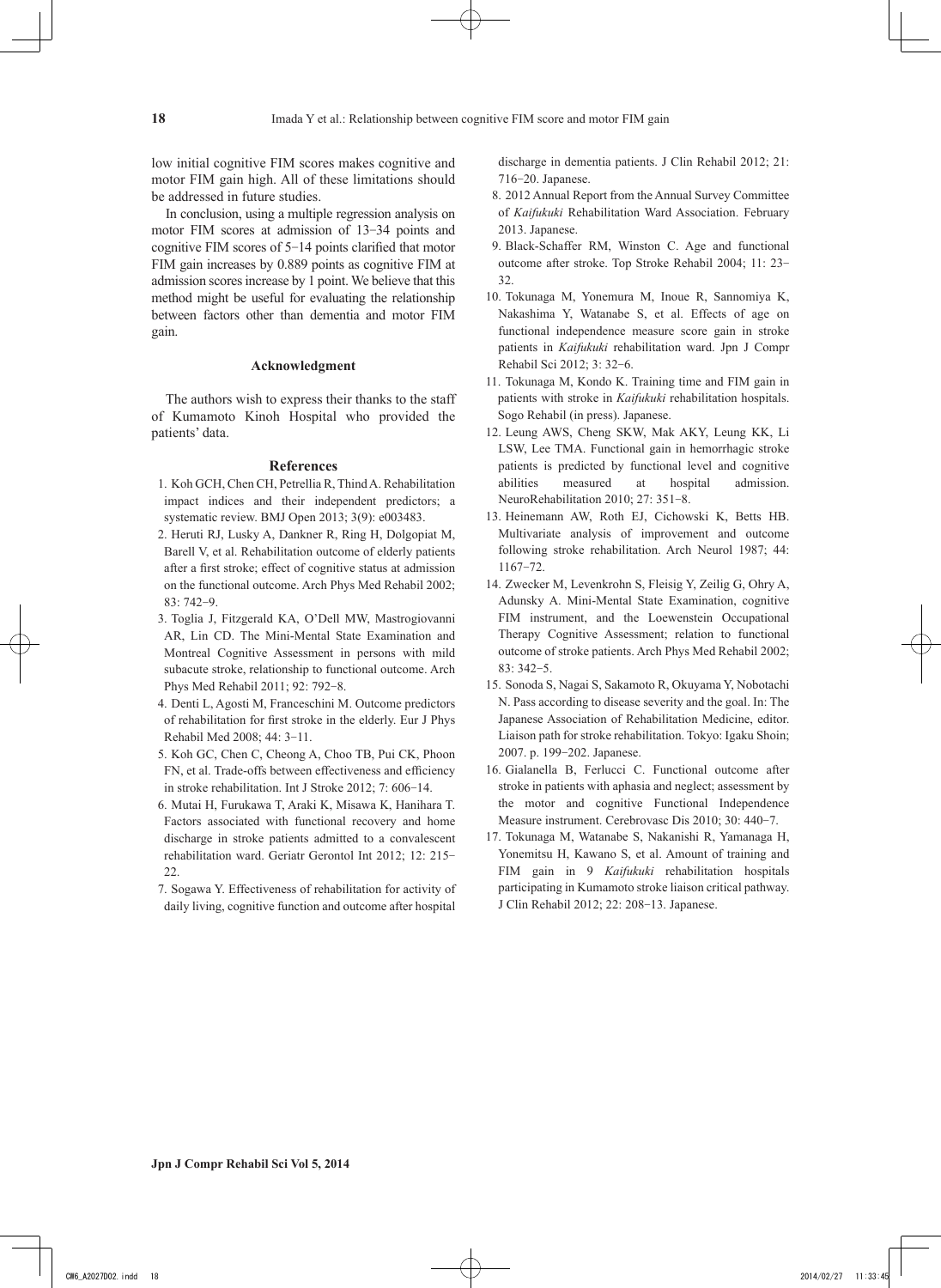low initial cognitive FIM scores makes cognitive and motor FIM gain high. All of these limitations should be addressed in future studies.

In conclusion, using a multiple regression analysis on motor FIM scores at admission of 13−34 points and cognitive FIM scores of 5−14 points clarified that motor FIM gain increases by 0.889 points as cognitive FIM at admission scores increase by 1 point. We believe that this method might be useful for evaluating the relationship between factors other than dementia and motor FIM gain.

### Acknowledgment

The authors wish to express their thanks to the staff of Kumamoto Kinoh Hospital who provided the patients' data.

### References

1. Koh GCH, Chen CH, Petrellia R, Thind A. Rehabilitation impact indices and their independent predictors; a systematic review. BMJ Open 2013; 3(9): e003483.
2. Heruti RJ, Lusky A, Dankner R, Ring H, Dolgopiat M, Barell V, et al. Rehabilitation outcome of elderly patients after a first stroke; effect of cognitive status at admission on the functional outcome. Arch Phys Med Rehabil 2002; 83: 742−9.
3. Toglia J, Fitzgerald KA, O'Dell MW, Mastrogiovanni AR, Lin CD. The Mini-Mental State Examination and Montreal Cognitive Assessment in persons with mild subacute stroke, relationship to functional outcome. Arch Phys Med Rehabil 2011; 92: 792−8.
4. Denti L, Agosti M, Franceschini M. Outcome predictors of rehabilitation for first stroke in the elderly. Eur J Phys Rehabil Med 2008; 44: 3−11.
5. Koh GC, Chen C, Cheong A, Choo TB, Pui CK, Phoon FN, et al. Trade-offs between effectiveness and efficiency in stroke rehabilitation. Int J Stroke 2012; 7: 606−14.
6. Mutai H, Furukawa T, Araki K, Misawa K, Hanihara T. Factors associated with functional recovery and home discharge in stroke patients admitted to a convalescent rehabilitation ward. Geriatr Gerontol Int 2012; 12: 215−22.
7. Sogawa Y. Effectiveness of rehabilitation for activity of daily living, cognitive function and outcome after hospital discharge in dementia patients. J Clin Rehabil 2012; 21: 716−20. Japanese.
8. 2012 Annual Report from the Annual Survey Committee of *Kaifukuki* Rehabilitation Ward Association. February 2013. Japanese.
9. Black-Schaffer RM, Winston C. Age and functional outcome after stroke. Top Stroke Rehabil 2004; 11: 23−32.
10. Tokunaga M, Yonemura M, Inoue R, Sannomiya K, Nakashima Y, Watanabe S, et al. Effects of age on functional independence measure score gain in stroke patients in *Kaifukuki* rehabilitation ward. Jpn J Compr Rehabil Sci 2012; 3: 32−6.
11. Tokunaga M, Kondo K. Training time and FIM gain in patients with stroke in *Kaifukuki* rehabilitation hospitals. Sogo Rehabil (in press). Japanese.
12. Leung AWS, Cheng SKW, Mak AKY, Leung KK, Li LSW, Lee TMA. Functional gain in hemorrhagic stroke patients is predicted by functional level and cognitive abilities measured at hospital admission. NeuroRehabilitation 2010; 27: 351−8.
13. Heinemann AW, Roth EJ, Cichowski K, Betts HB. Multivariate analysis of improvement and outcome following stroke rehabilitation. Arch Neurol 1987; 44: 1167−72.
14. Zwecker M, Levenkrohn S, Fleisig Y, Zeilig G, Ohry A, Adunsky A. Mini-Mental State Examination, cognitive FIM instrument, and the Loewenstein Occupational Therapy Cognitive Assessment; relation to functional outcome of stroke patients. Arch Phys Med Rehabil 2002; 83: 342−5.
15. Sonoda S, Nagai S, Sakamoto R, Okuyama Y, Nobotachi N. Pass according to disease severity and the goal. In: The Japanese Association of Rehabilitation Medicine, editor. Liaison path for stroke rehabilitation. Tokyo: Igaku Shoin; 2007. p. 199−202. Japanese.
16. Gialanella B, Ferlucci C. Functional outcome after stroke in patients with aphasia and neglect; assessment by the motor and cognitive Functional Independence Measure instrument. Cerebrovasc Dis 2010; 30: 440−7.
17. Tokunaga M, Watanabe S, Nakanishi R, Yamanaga H, Yonemitsu H, Kawano S, et al. Amount of training and FIM gain in 9 *Kaifukuki* rehabilitation hospitals participating in Kumamoto stroke liaison critical pathway. J Clin Rehabil 2012; 22: 208−13. Japanese.